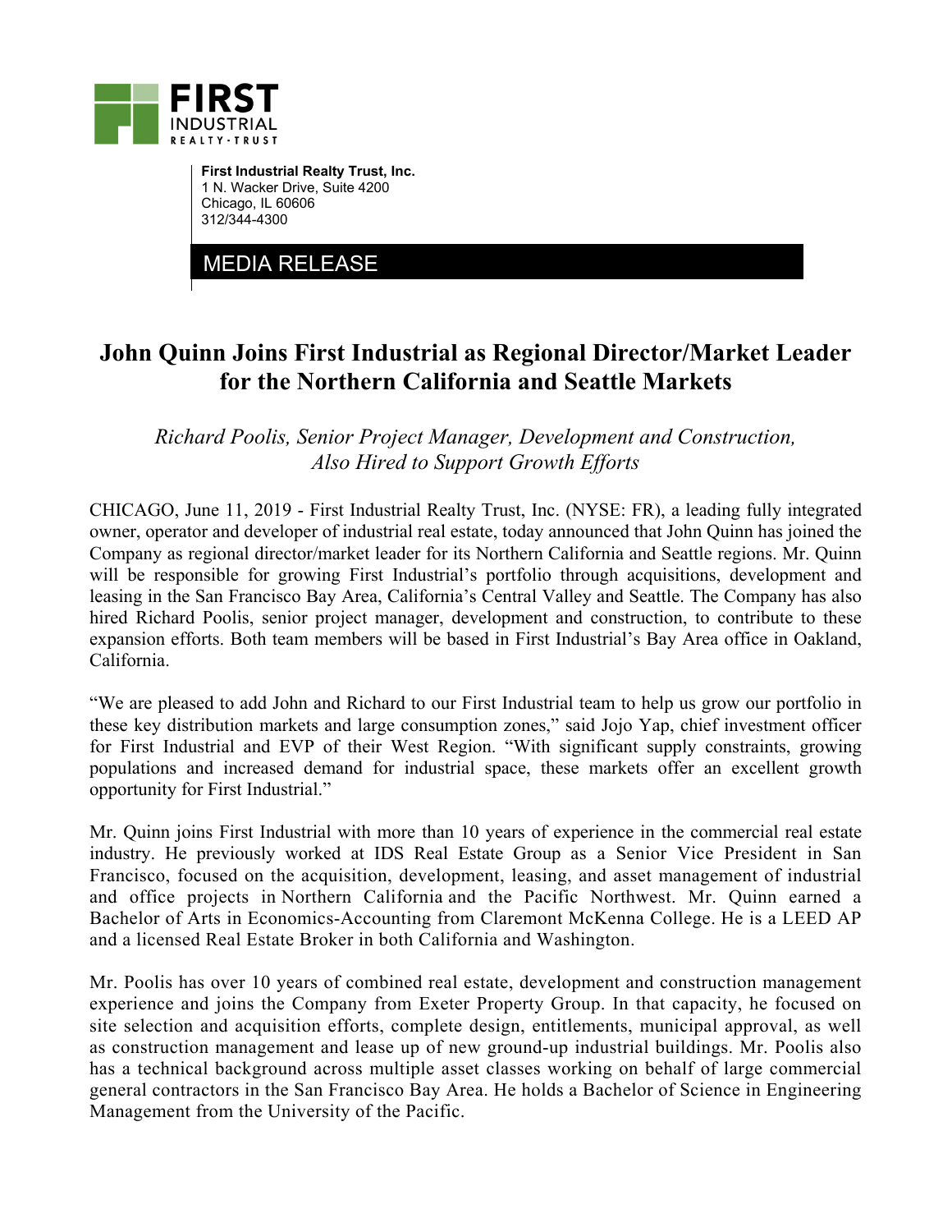**First Industrial Realty Trust, Inc.**
1 N. Wacker Drive, Suite 4200
Chicago, IL 60606
312/344-4300

MEDIA RELEASE

# John Quinn Joins First Industrial as Regional Director/Market Leader for the Northern California and Seattle Markets

*Richard Poolis, Senior Project Manager, Development and Construction, Also Hired to Support Growth Efforts*

CHICAGO, June 11, 2019 - First Industrial Realty Trust, Inc. (NYSE: FR), a leading fully integrated owner, operator and developer of industrial real estate, today announced that John Quinn has joined the Company as regional director/market leader for its Northern California and Seattle regions. Mr. Quinn will be responsible for growing First Industrial's portfolio through acquisitions, development and leasing in the San Francisco Bay Area, California's Central Valley and Seattle. The Company has also hired Richard Poolis, senior project manager, development and construction, to contribute to these expansion efforts. Both team members will be based in First Industrial's Bay Area office in Oakland, California.

"We are pleased to add John and Richard to our First Industrial team to help us grow our portfolio in these key distribution markets and large consumption zones," said Jojo Yap, chief investment officer for First Industrial and EVP of their West Region. "With significant supply constraints, growing populations and increased demand for industrial space, these markets offer an excellent growth opportunity for First Industrial."

Mr. Quinn joins First Industrial with more than 10 years of experience in the commercial real estate industry. He previously worked at IDS Real Estate Group as a Senior Vice President in San Francisco, focused on the acquisition, development, leasing, and asset management of industrial and office projects in Northern California and the Pacific Northwest. Mr. Quinn earned a Bachelor of Arts in Economics-Accounting from Claremont McKenna College. He is a LEED AP and a licensed Real Estate Broker in both California and Washington.

Mr. Poolis has over 10 years of combined real estate, development and construction management experience and joins the Company from Exeter Property Group. In that capacity, he focused on site selection and acquisition efforts, complete design, entitlements, municipal approval, as well as construction management and lease up of new ground-up industrial buildings. Mr. Poolis also has a technical background across multiple asset classes working on behalf of large commercial general contractors in the San Francisco Bay Area. He holds a Bachelor of Science in Engineering Management from the University of the Pacific.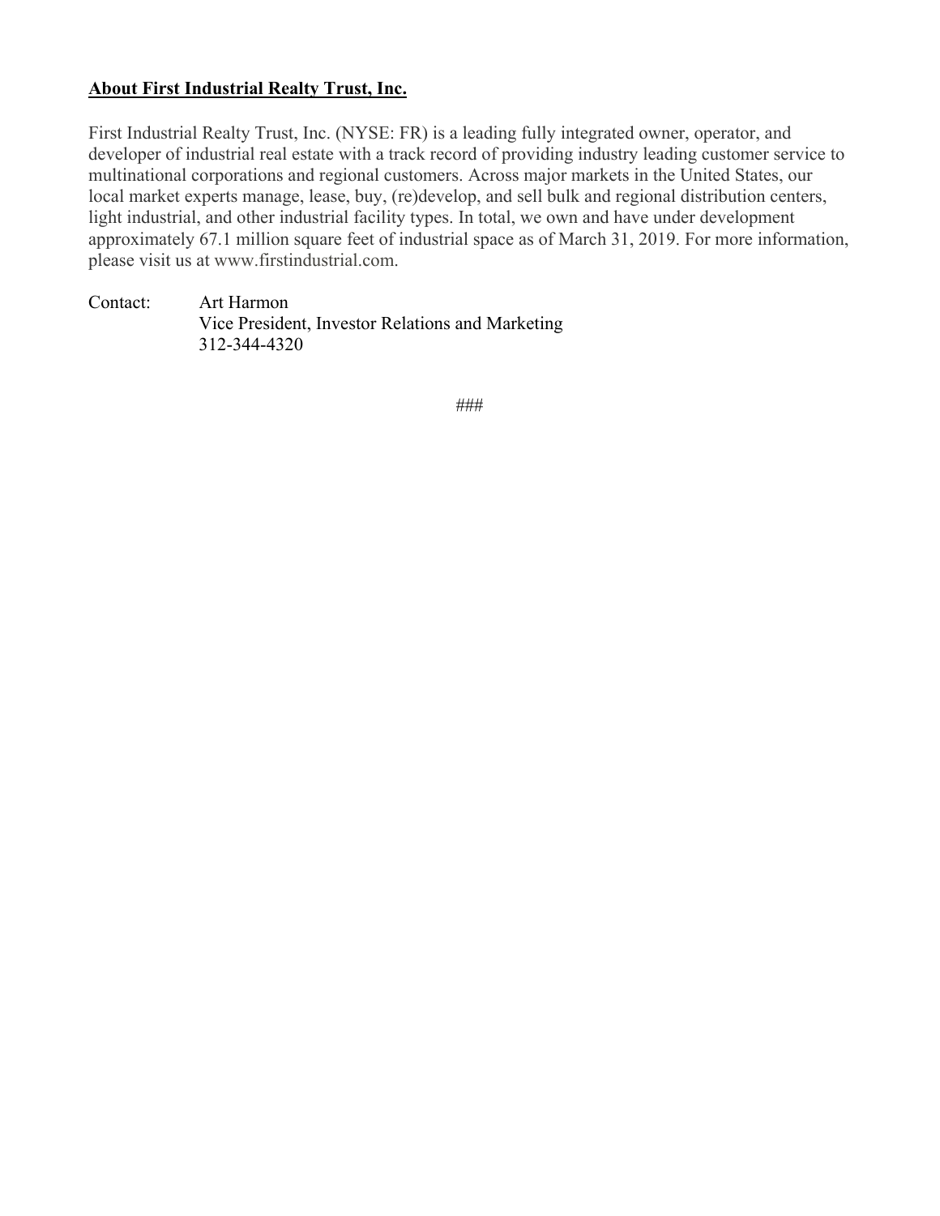## About First Industrial Realty Trust, Inc.

First Industrial Realty Trust, Inc. (NYSE: FR) is a leading fully integrated owner, operator, and developer of industrial real estate with a track record of providing industry leading customer service to multinational corporations and regional customers. Across major markets in the United States, our local market experts manage, lease, buy, (re)develop, and sell bulk and regional distribution centers, light industrial, and other industrial facility types. In total, we own and have under development approximately 67.1 million square feet of industrial space as of March 31, 2019. For more information, please visit us at www.firstindustrial.com.

Contact: Art Harmon
Vice President, Investor Relations and Marketing
312-344-4320

###